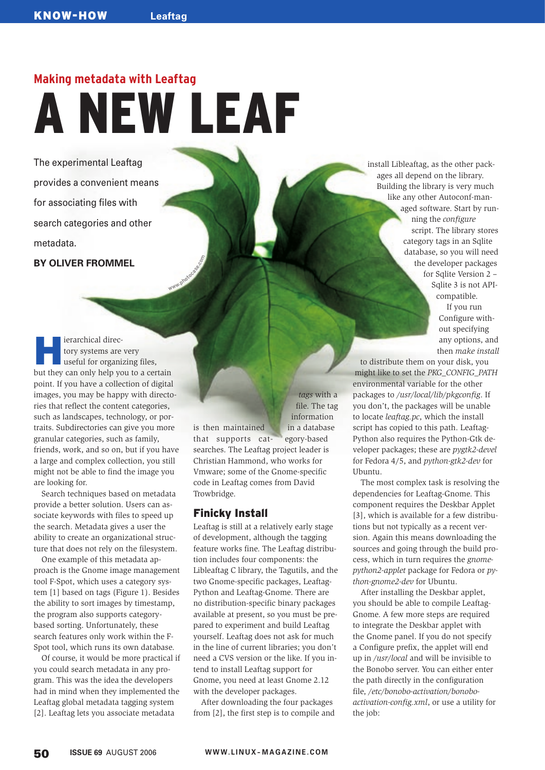## Making metadata with Leaftag

# A NEW LEAF

The experimental Leaftag provides a convenient means for associating files with search categories and other metadata.

**BY OLIVER FROMMEL**

Hierarchical directory systems are very useful for organizing files, but they can only help you to a certain point. If you have a collection of digital images, you may be happy with directories that reflect the content categories, such as landscapes, technology, or portraits. Subdirectories can give you more granular categories, such as family, friends, work, and so on, but if you have a large and complex collection, you still might not be able to find the image you are looking for.

Search techniques based on metadata provide a better solution. Users can associate keywords with files to speed up the search. Metadata gives a user the ability to create an organizational structure that does not rely on the filesystem.

One example of this metadata approach is the Gnome image management tool F-Spot, which uses a category system [1] based on tags (Figure 1). Besides the ability to sort images by timestamp, the program also supports category-based sorting. Unfortunately, these search features only work within the F-Spot tool, which runs its own database.

Of course, it would be more practical if you could search metadata in any program. This was the idea the developers had in mind when they implemented the Leaftag global metadata tagging system [2]. Leaftag lets you associate metadata *tags* with a file. The tag information is then maintained in a database that supports category-based searches. The Leaftag project leader is Christian Hammond, who works for Vmware; some of the Gnome-specific code in Leaftag comes from David Trowbridge.

## Finicky Install

Leaftag is still at a relatively early stage of development, although the tagging feature works fine. The Leaftag distribution includes four components: the Libleaftag C library, the Tagutils, and the two Gnome-specific packages, Leaftag-Python and Leaftag-Gnome. There are no distribution-specific binary packages available at present, so you must be prepared to experiment and build Leaftag yourself. Leaftag does not ask for much in the line of current libraries; you don't need a CVS version or the like. If you intend to install Leaftag support for Gnome, you need at least Gnome 2.12 with the developer packages.

After downloading the four packages from [2], the first step is to compile and install Libleaftag, as the other packages all depend on the library. Building the library is very much like any other Autoconf-managed software. Start by running the *configure* script. The library stores category tags in an Sqlite database, so you will need the developer packages for Sqlite Version 2 – Sqlite 3 is not API-compatible.

If you run Configure without specifying any options, and then *make install* to distribute them on your disk, you might like to set the *PKG_CONFIG_PATH* environmental variable for the other packages to */usr/local/lib/pkgconfig*. If you don't, the packages will be unable to locate *leaftag.pc*, which the install script has copied to this path. Leaftag-Python also requires the Python-Gtk developer packages; these are *pygtk2-devel* for Fedora 4/5, and *python-gtk2-dev* for Ubuntu.

The most complex task is resolving the dependencies for Leaftag-Gnome. This component requires the Deskbar Applet [3], which is available for a few distributions but not typically as a recent version. Again this means downloading the sources and going through the build process, which in turn requires the *gnome-python2-applet* package for Fedora or *python-gnome2-dev* for Ubuntu.

After installing the Deskbar applet, you should be able to compile Leaftag-Gnome. A few more steps are required to integrate the Deskbar applet with the Gnome panel. If you do not specify a Configure prefix, the applet will end up in */usr/local* and will be invisible to the Bonobo server. You can either enter the path directly in the configuration file, */etc/bonobo-activation/bonobo-activation-config.xml*, or use a utility for the job: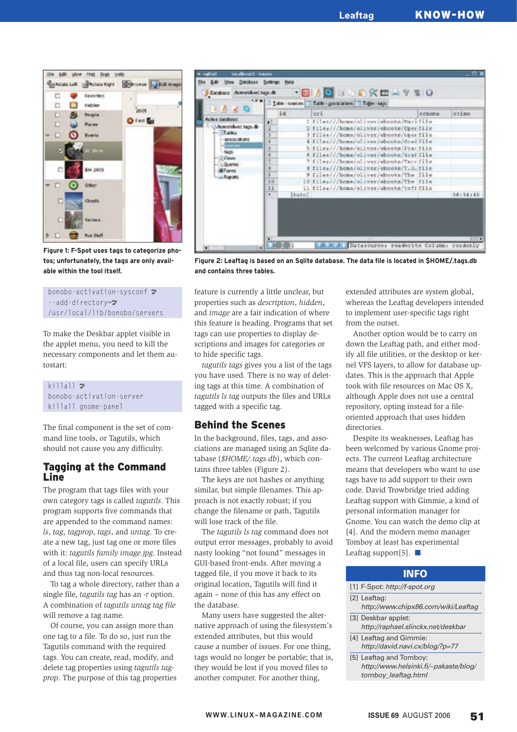Figure 1: F-Spot uses tags to categorize photos; unfortunately, the tags are only available within the tool itself.

Figure 2: Leaftag is based on an Sqlite database. The data file is located in $HOME/.tags.db and contains three tables.

```
bonobo-activation-sysconf ↩
--add-directory=↩
/usr/local/lib/bonobo/servers
```

To make the Deskbar applet visible in the applet menu, you need to kill the necessary components and let them autostart:

```
killall ↩
bonobo-activation-server
killall gnome-panel
```

The final component is the set of command line tools, or Tagutils, which should not cause you any difficulty.

## Tagging at the Command Line

The program that tags files with your own category tags is called *tagutils*. This program supports five commands that are appended to the command names: *ls*, *tag*, *tagprop*, *tags*, and *untag*. To create a new tag, just tag one or more files with it: *tagutils family image.jpg*. Instead of a local file, users can specify URLs and thus tag non-local resources.

To tag a whole directory, rather than a single file, *tagutils tag* has an *-r* option. A combination of *tagutils untag tag file* will remove a tag name.

Of course, you can assign more than one tag to a file. To do so, just run the Tagutils command with the required tags. You can create, read, modify, and delete tag properties using *tagutils tagprop*. The purpose of this tag properties feature is currently a little unclear, but properties such as *description*, *hidden*, and *image* are a fair indication of where this feature is heading. Programs that set tags can use properties to display descriptions and images for categories or to hide specific tags.

*tagutils tags* gives you a list of the tags you have used. There is no way of deleting tags at this time. A combination of *tagutils ls tag* outputs the files and URLs tagged with a specific tag.

## Behind the Scenes

In the background, files, tags, and associations are managed using an Sqlite database (*$HOME/.tags.db*), which contains three tables (Figure 2).

The keys are not hashes or anything similar, but simple filenames. This approach is not exactly robust; if you change the filename or path, Tagutils will lose track of the file.

The *tagutils ls tag* command does not output error messages, probably to avoid nasty looking "not found" messages in GUI-based front-ends. After moving a tagged file, if you move it back to its original location, Tagutils will find it again – none of this has any effect on the database.

Many users have suggested the alternative approach of using the filesystem's extended attributes, but this would cause a number of issues. For one thing, tags would no longer be portable; that is, they would be lost if you moved files to another computer. For another thing, extended attributes are system global, whereas the Leaftag developers intended to implement user-specific tags right from the outset.

Another option would be to carry on down the Leaftag path, and either modify all file utilities, or the desktop or kernel VFS layers, to allow for database updates. This is the approach that Apple took with file resources on Mac OS X, although Apple does not use a central repository, opting instead for a file-oriented approach that uses hidden directories.

Despite its weaknesses, Leaftag has been welcomed by various Gnome projects. The current Leaftag architecture means that developers who want to use tags have to add support to their own code. David Trowbridge tried adding Leaftag support with Gimmie, a kind of personal information manager for Gnome. You can watch the demo clip at [4]. And the modern memo manager Tomboy at least has experimental Leaftag support[5]. ■

## INFO

[1] F-Spot: *http://f-spot.org*

[2] Leaftag: *http://www.chipx86.com/wiki/Leaftag*

[3] Deskbar applet: *http://raphael.slinckx.net/deskbar*

[4] Leaftag and Gimmie: *http://david.navi.cx/blog/?p=77*

[5] Leaftag and Tomboy: *http://www.helsinki.fi/~pakaste/blog/tomboy_leaftag.html*